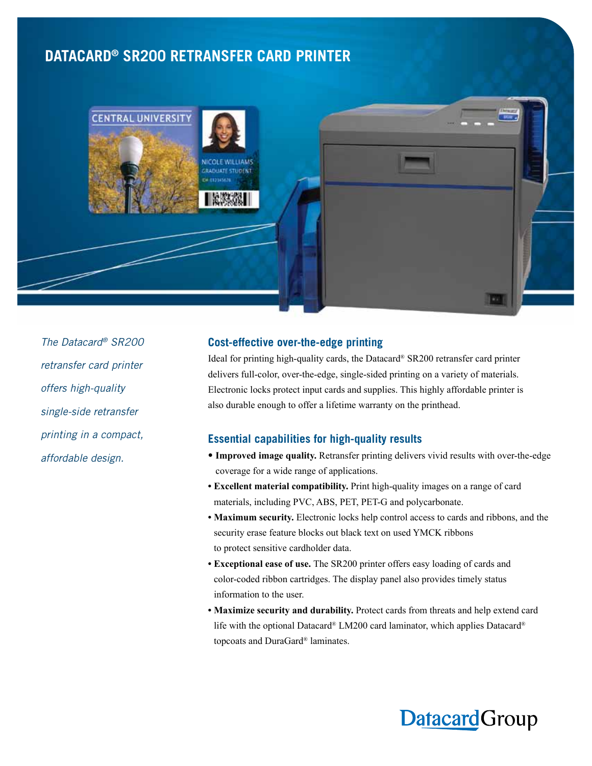# DATACARD® SR200 RETRANSFER CARD PRINTER

*The Datacard® SR200 retransfer card printer offers high-quality single-side retransfer printing in a compact, affordable design.*

## Cost-effective over-the-edge printing

Ideal for printing high-quality cards, the Datacard® SR200 retransfer card printer delivers full-color, over-the-edge, single-sided printing on a variety of materials. Electronic locks protect input cards and supplies. This highly affordable printer is also durable enough to offer a lifetime warranty on the printhead.

## Essential capabilities for high-quality results

- **Improved image quality.** Retransfer printing delivers vivid results with over-the-edge coverage for a wide range of applications.
- **Excellent material compatibility.** Print high-quality images on a range of card materials, including PVC, ABS, PET, PET-G and polycarbonate.
- **Maximum security.** Electronic locks help control access to cards and ribbons, and the security erase feature blocks out black text on used YMCK ribbons to protect sensitive cardholder data.
- **Exceptional ease of use.** The SR200 printer offers easy loading of cards and color-coded ribbon cartridges. The display panel also provides timely status information to the user.
- **Maximize security and durability.** Protect cards from threats and help extend card life with the optional Datacard® LM200 card laminator, which applies Datacard® topcoats and DuraGard® laminates.

DatacardGroup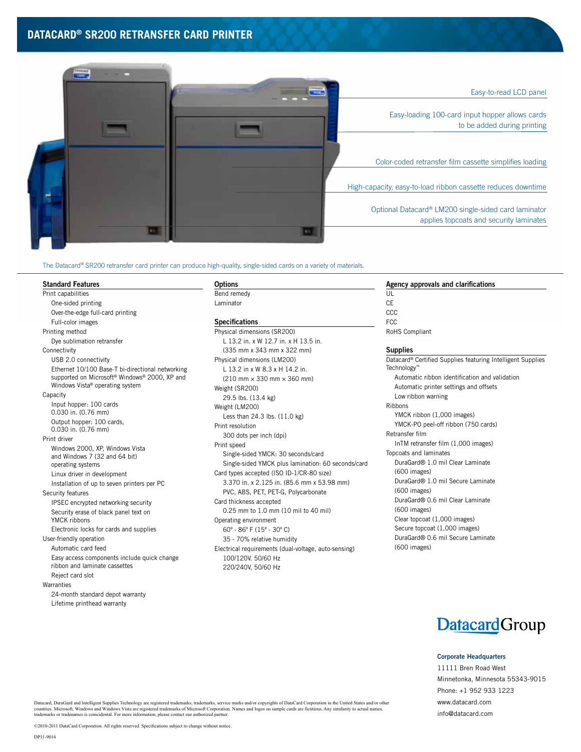# DATACARD® SR200 RETRANSFER CARD PRINTER

Easy-to-read LCD panel

Easy-loading 100-card input hopper allows cards to be added during printing

Color-coded retransfer film cassette simplifies loading

High-capacity, easy-to-load ribbon cassette reduces downtime

Optional Datacard® LM200 single-sided card laminator applies topcoats and security laminates

The Datacard® SR200 retransfer card printer can produce high-quality, single-sided cards on a variety of materials.

## Standard Features

Print capabilities
- One-sided printing
- Over-the-edge full-card printing
- Full-color images

Printing method
- Dye sublimation retransfer

Connectivity
- USB 2.0 connectivity
- Ethernet 10/100 Base-T bi-directional networking supported on Microsoft® Windows® 2000, XP and Windows Vista® operating system

Capacity
- Input hopper: 100 cards 0.030 in. (0.76 mm)
- Output hopper: 100 cards, 0.030 in. (0.76 mm)

Print driver
- Windows 2000, XP, Windows Vista and Windows 7 (32 and 64 bit) operating systems
- Linux driver in development
- Installation of up to seven printers per PC

Security features
- IPSEC encrypted networking security
- Security erase of black panel text on YMCK ribbons
- Electronic locks for cards and supplies

User-friendly operation
- Automatic card feed
- Easy access components include quick change ribbon and laminate cassettes
- Reject card slot

Warranties
- 24-month standard depot warranty
- Lifetime printhead warranty

## Options

Bend remedy

Laminator

## Specifications

Physical dimensions (SR200)
- L 13.2 in. x W 12.7 in. x H 13.5 in. (335 mm x 343 mm x 322 mm)

Physical dimensions (LM200)
- L 13.2 in x W 8.3 x H 14.2 in. (210 mm × 330 mm × 360 mm)

Weight (SR200)
- 29.5 lbs. (13.4 kg)

Weight (LM200)
- Less than 24.3 lbs. (11.0 kg)

Print resolution
- 300 dots per inch (dpi)

Print speed
- Single-sided YMCK: 30 seconds/card
- Single-sided YMCK plus lamination: 60 seconds/card

Card types accepted (ISO ID-1/CR-80 size)
- 3.370 in. x 2.125 in. (85.6 mm x 53.98 mm)
- PVC, ABS, PET, PET-G, Polycarbonate

Card thickness accepted
- 0.25 mm to 1.0 mm (10 mil to 40 mil)

Operating environment
- 60° - 86° F (15° - 30° C)
- 35 - 70% relative humidity

Electrical requirements (dual-voltage, auto-sensing)
- 100/120V. 50/60 Hz
- 220/240V, 50/60 Hz

## Agency approvals and clarifications

UL

CE

CCC

FCC

RoHS Compliant

## Supplies

Datacard® Certified Supplies featuring Intelligent Supplies Technology™
- Automatic ribbon identification and validation
- Automatic printer settings and offsets
- Low ribbon warning

Ribbons
- YMCK ribbon (1,000 images)
- YMCK-PO peel-off ribbon (750 cards)

Retransfer film
- InTM retransfer film (1,000 images)

Topcoats and laminates
- DuraGard® 1.0 mil Clear Laminate (600 images)
- DuraGard® 1.0 mil Secure Laminate (600 images)
- DuraGard® 0.6 mil Clear Laminate (600 images)
- Clear topcoat (1,000 images)
- Secure topcoat (1,000 images)
- DuraGard® 0.6 mil Secure Laminate (600 images)

DatacardGroup

**Corporate Headquarters**
11111 Bren Road West
Minnetonka, Minnesota 55343-9015
Phone: +1 952 933 1223
www.datacard.com
info@datacard.com

Datacard, DuraGard and Intelligent Supplies Technology are registered trademarks, trademarks, service marks and/or copyrights of DataCard Corporation in the United States and/or other countries. Microsoft, Windows and Windows Vista are registered trademarks of Microsoft Corporation. Names and logos on sample cards are fictitious. Any similarity to actual names, trademarks or tradenames is coincidental. For more information, please contact our authorized partner.

©2010-2011 DataCard Corporation. All rights reserved. Specifications subject to change without notice.

DP11-9014